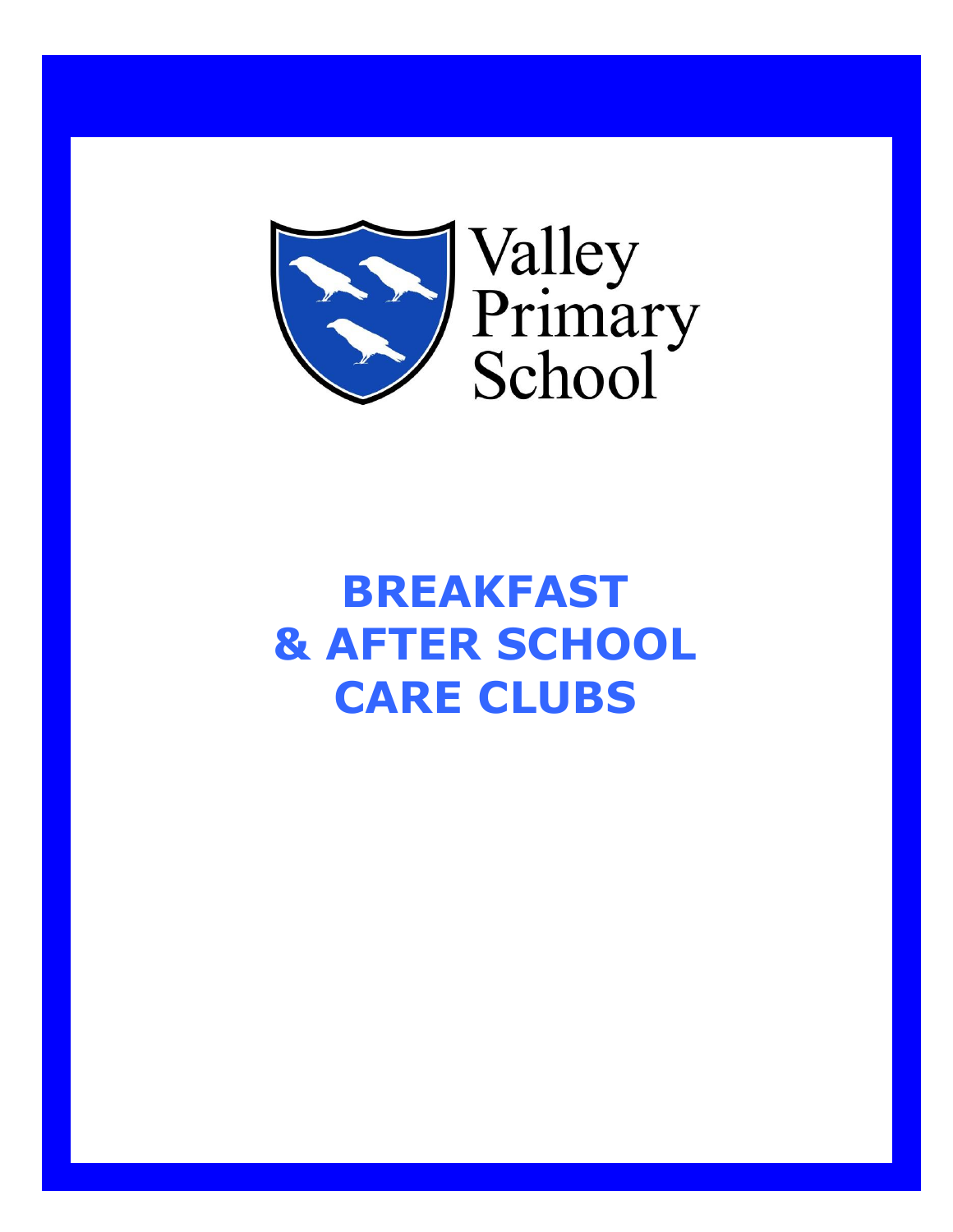Valley Primary School

# BREAKFAST & AFTER SCHOOL CARE CLUBS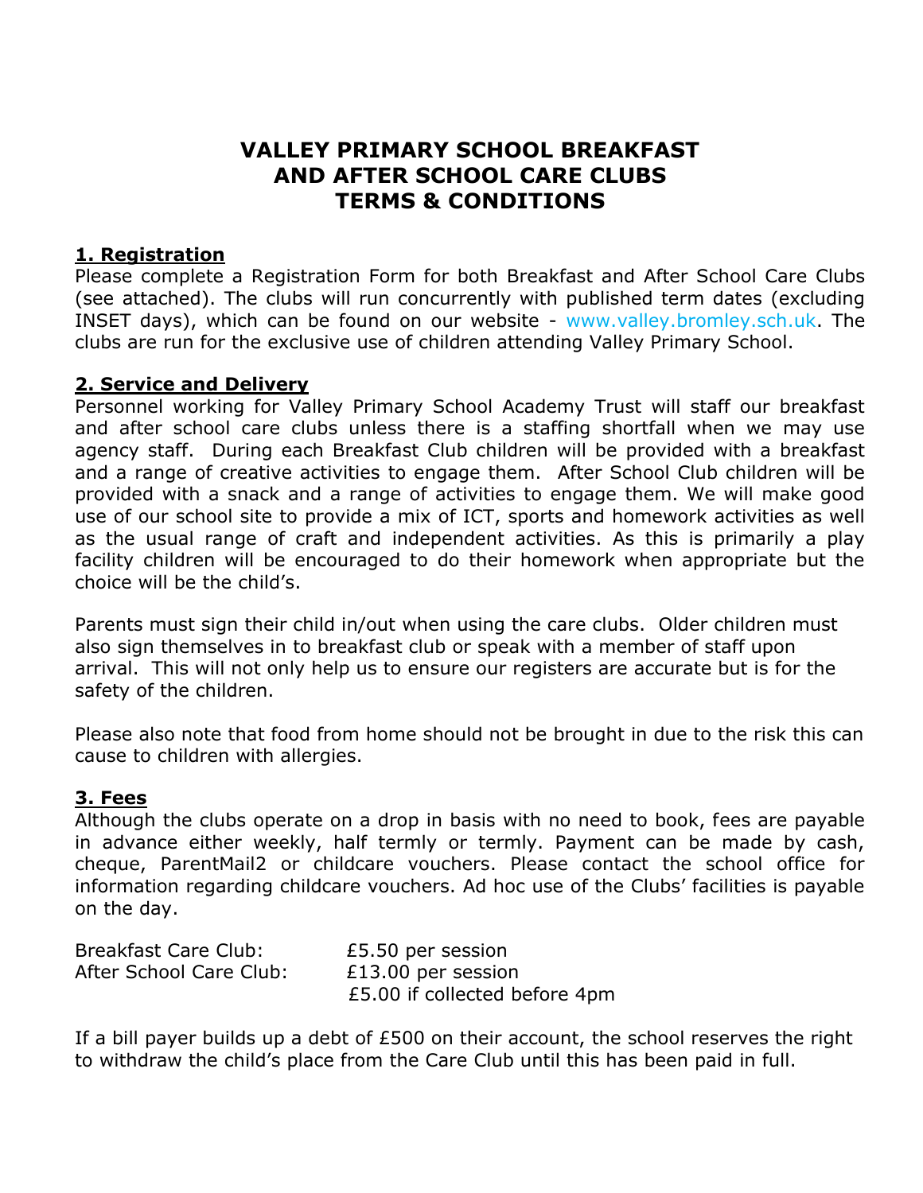# VALLEY PRIMARY SCHOOL BREAKFAST AND AFTER SCHOOL CARE CLUBS TERMS & CONDITIONS

## 1. Registration

Please complete a Registration Form for both Breakfast and After School Care Clubs (see attached). The clubs will run concurrently with published term dates (excluding INSET days), which can be found on our website - www.valley.bromley.sch.uk. The clubs are run for the exclusive use of children attending Valley Primary School.

## 2. Service and Delivery

Personnel working for Valley Primary School Academy Trust will staff our breakfast and after school care clubs unless there is a staffing shortfall when we may use agency staff. During each Breakfast Club children will be provided with a breakfast and a range of creative activities to engage them. After School Club children will be provided with a snack and a range of activities to engage them. We will make good use of our school site to provide a mix of ICT, sports and homework activities as well as the usual range of craft and independent activities. As this is primarily a play facility children will be encouraged to do their homework when appropriate but the choice will be the child's.

Parents must sign their child in/out when using the care clubs. Older children must also sign themselves in to breakfast club or speak with a member of staff upon arrival. This will not only help us to ensure our registers are accurate but is for the safety of the children.

Please also note that food from home should not be brought in due to the risk this can cause to children with allergies.

## 3. Fees

Although the clubs operate on a drop in basis with no need to book, fees are payable in advance either weekly, half termly or termly. Payment can be made by cash, cheque, ParentMail2 or childcare vouchers. Please contact the school office for information regarding childcare vouchers. Ad hoc use of the Clubs' facilities is payable on the day.

| | |
|---|---|
| Breakfast Care Club: | £5.50 per session |
| After School Care Club: | £13.00 per session |
| | £5.00 if collected before 4pm |

If a bill payer builds up a debt of £500 on their account, the school reserves the right to withdraw the child's place from the Care Club until this has been paid in full.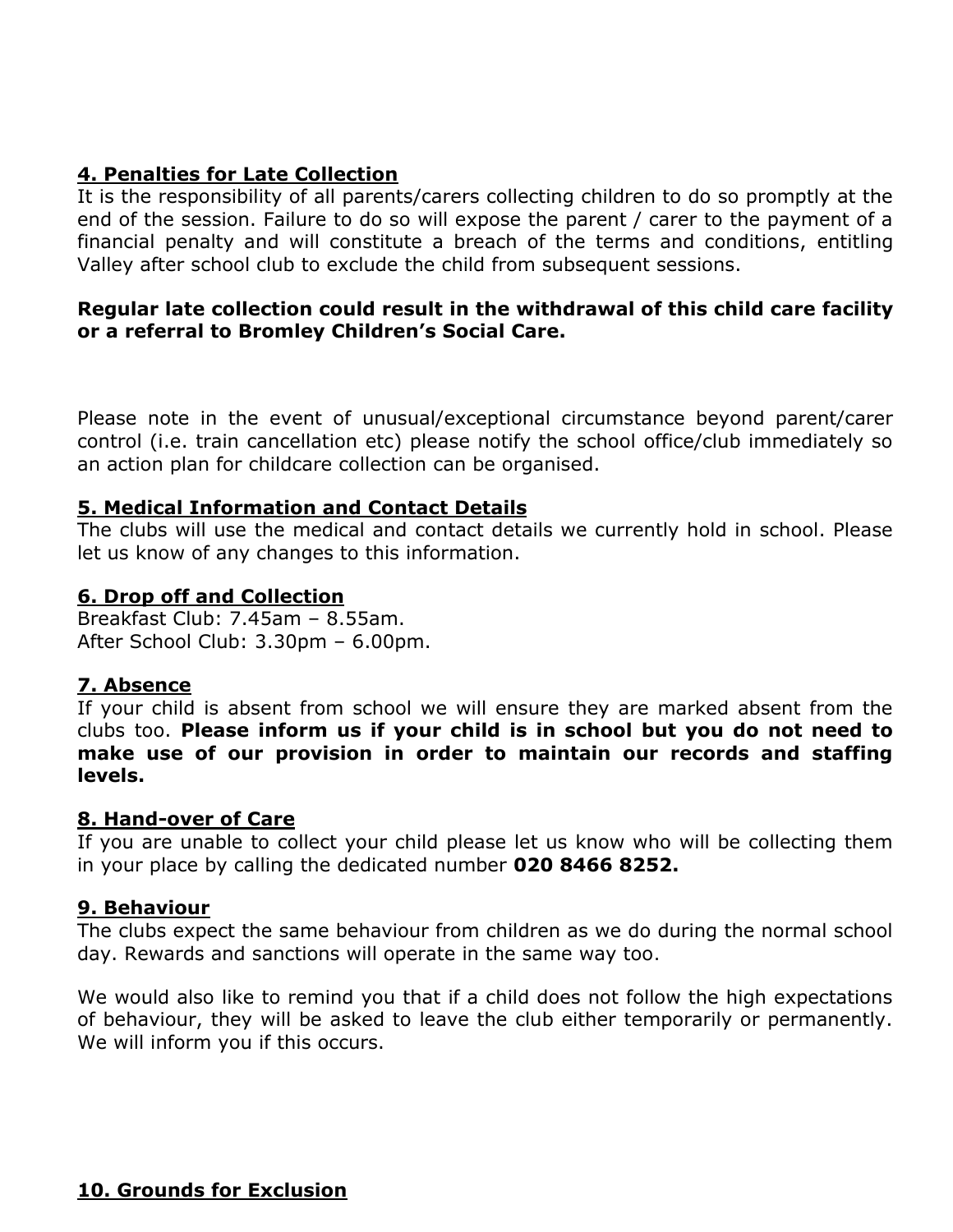## 4. Penalties for Late Collection

It is the responsibility of all parents/carers collecting children to do so promptly at the end of the session. Failure to do so will expose the parent / carer to the payment of a financial penalty and will constitute a breach of the terms and conditions, entitling Valley after school club to exclude the child from subsequent sessions.

**Regular late collection could result in the withdrawal of this child care facility or a referral to Bromley Children's Social Care.**

Please note in the event of unusual/exceptional circumstance beyond parent/carer control (i.e. train cancellation etc) please notify the school office/club immediately so an action plan for childcare collection can be organised.

## 5. Medical Information and Contact Details

The clubs will use the medical and contact details we currently hold in school. Please let us know of any changes to this information.

## 6. Drop off and Collection

Breakfast Club: 7.45am – 8.55am.
After School Club: 3.30pm – 6.00pm.

## 7. Absence

If your child is absent from school we will ensure they are marked absent from the clubs too. **Please inform us if your child is in school but you do not need to make use of our provision in order to maintain our records and staffing levels.**

## 8. Hand-over of Care

If you are unable to collect your child please let us know who will be collecting them in your place by calling the dedicated number **020 8466 8252.**

## 9. Behaviour

The clubs expect the same behaviour from children as we do during the normal school day. Rewards and sanctions will operate in the same way too.

We would also like to remind you that if a child does not follow the high expectations of behaviour, they will be asked to leave the club either temporarily or permanently. We will inform you if this occurs.

## 10. Grounds for Exclusion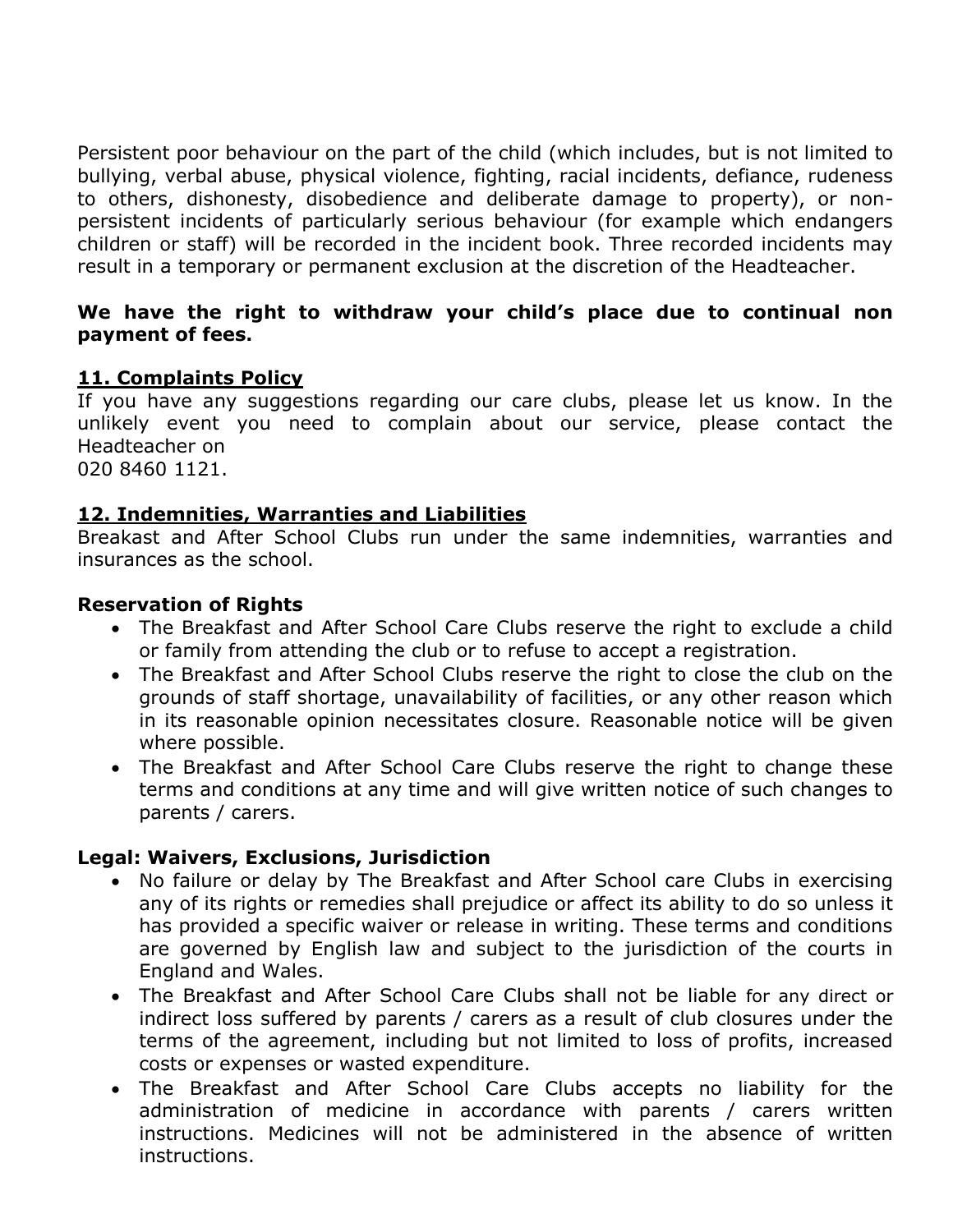Persistent poor behaviour on the part of the child (which includes, but is not limited to bullying, verbal abuse, physical violence, fighting, racial incidents, defiance, rudeness to others, dishonesty, disobedience and deliberate damage to property), or non-persistent incidents of particularly serious behaviour (for example which endangers children or staff) will be recorded in the incident book. Three recorded incidents may result in a temporary or permanent exclusion at the discretion of the Headteacher.

**We have the right to withdraw your child's place due to continual non payment of fees.**

## 11. Complaints Policy

If you have any suggestions regarding our care clubs, please let us know. In the unlikely event you need to complain about our service, please contact the Headteacher on
020 8460 1121.

## 12. Indemnities, Warranties and Liabilities

Breakast and After School Clubs run under the same indemnities, warranties and insurances as the school.

### Reservation of Rights

- The Breakfast and After School Care Clubs reserve the right to exclude a child or family from attending the club or to refuse to accept a registration.
- The Breakfast and After School Clubs reserve the right to close the club on the grounds of staff shortage, unavailability of facilities, or any other reason which in its reasonable opinion necessitates closure. Reasonable notice will be given where possible.
- The Breakfast and After School Care Clubs reserve the right to change these terms and conditions at any time and will give written notice of such changes to parents / carers.

### Legal: Waivers, Exclusions, Jurisdiction

- No failure or delay by The Breakfast and After School care Clubs in exercising any of its rights or remedies shall prejudice or affect its ability to do so unless it has provided a specific waiver or release in writing. These terms and conditions are governed by English law and subject to the jurisdiction of the courts in England and Wales.
- The Breakfast and After School Care Clubs shall not be liable for any direct or indirect loss suffered by parents / carers as a result of club closures under the terms of the agreement, including but not limited to loss of profits, increased costs or expenses or wasted expenditure.
- The Breakfast and After School Care Clubs accepts no liability for the administration of medicine in accordance with parents / carers written instructions. Medicines will not be administered in the absence of written instructions.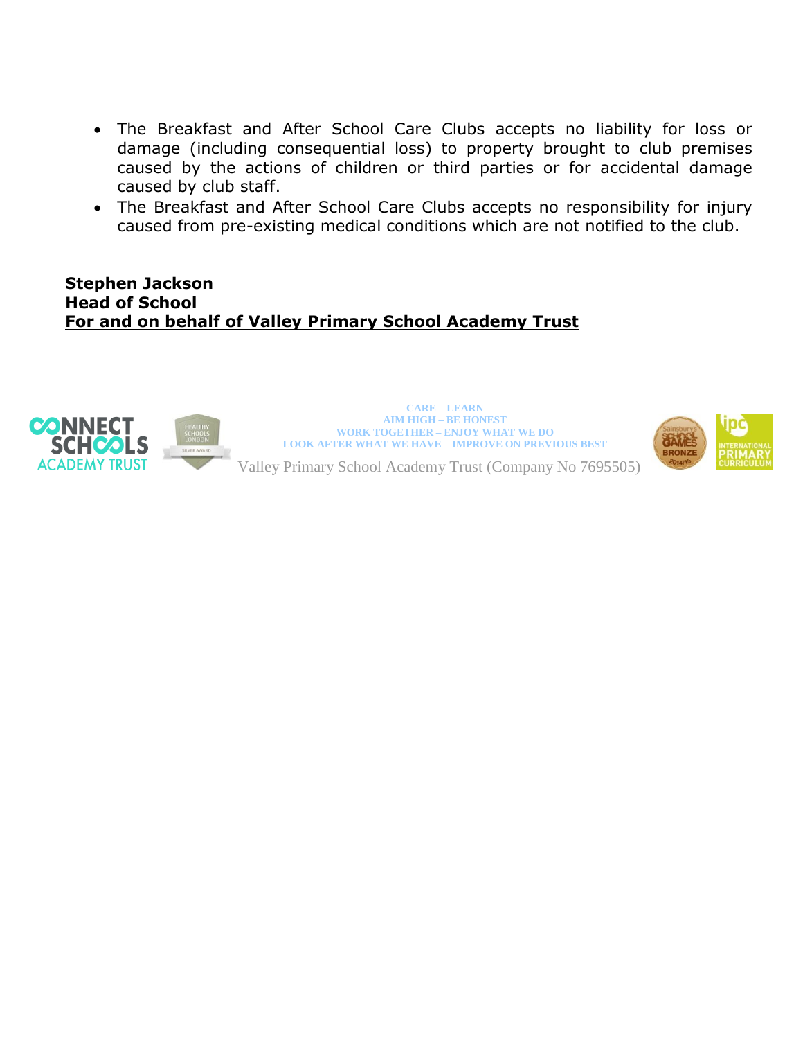- The Breakfast and After School Care Clubs accepts no liability for loss or damage (including consequential loss) to property brought to club premises caused by the actions of children or third parties or for accidental damage caused by club staff.
- The Breakfast and After School Care Clubs accepts no responsibility for injury caused from pre-existing medical conditions which are not notified to the club.

**Stephen Jackson**
**Head of School**
**For and on behalf of Valley Primary School Academy Trust**

CARE – LEARN
AIM HIGH – BE HONEST
WORK TOGETHER – ENJOY WHAT WE DO
LOOK AFTER WHAT WE HAVE – IMPROVE ON PREVIOUS BEST

Valley Primary School Academy Trust (Company No 7695505)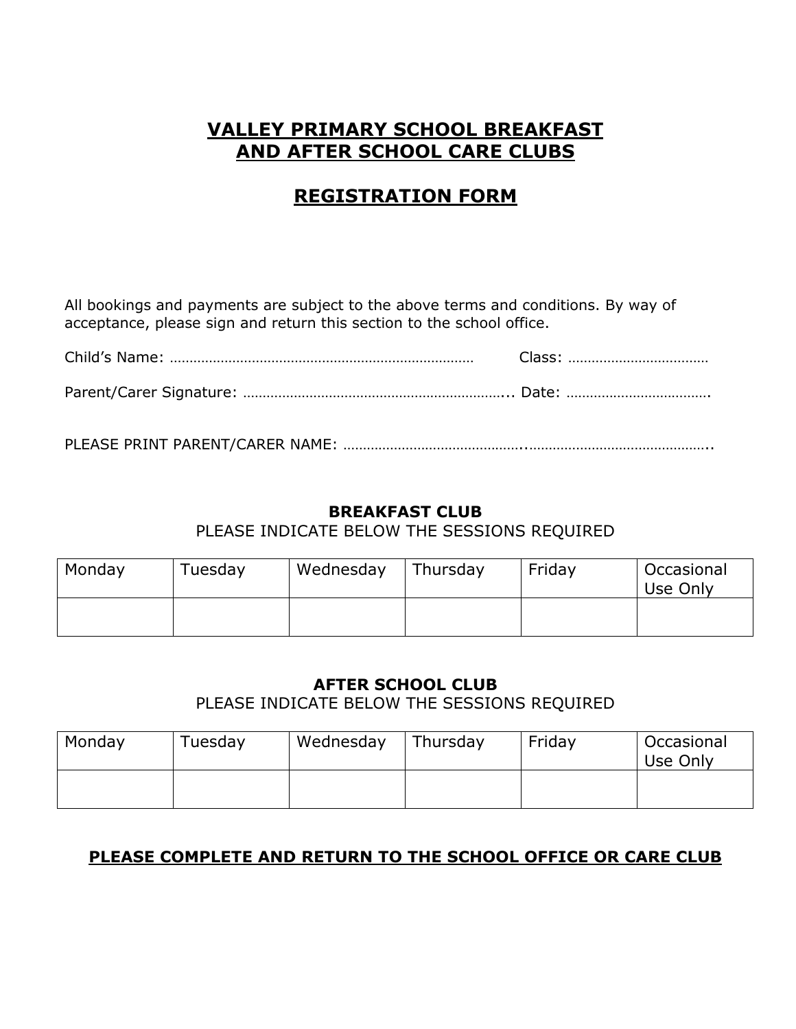# VALLEY PRIMARY SCHOOL BREAKFAST AND AFTER SCHOOL CARE CLUBS

## REGISTRATION FORM

All bookings and payments are subject to the above terms and conditions. By way of acceptance, please sign and return this section to the school office.

Child's Name: …………………………………………………………………… Class: ………………………………

Parent/Carer Signature: …………………………………………………………... Date: ……………………………….

PLEASE PRINT PARENT/CARER NAME: ……………………………………..………………………………………..

**BREAKFAST CLUB**

PLEASE INDICATE BELOW THE SESSIONS REQUIRED

| Monday | Tuesday | Wednesday | Thursday | Friday | Occasional Use Only |
|---|---|---|---|---|---|
| | | | | | |

**AFTER SCHOOL CLUB**

PLEASE INDICATE BELOW THE SESSIONS REQUIRED

| Monday | Tuesday | Wednesday | Thursday | Friday | Occasional Use Only |
|---|---|---|---|---|---|
| | | | | | |

**PLEASE COMPLETE AND RETURN TO THE SCHOOL OFFICE OR CARE CLUB**